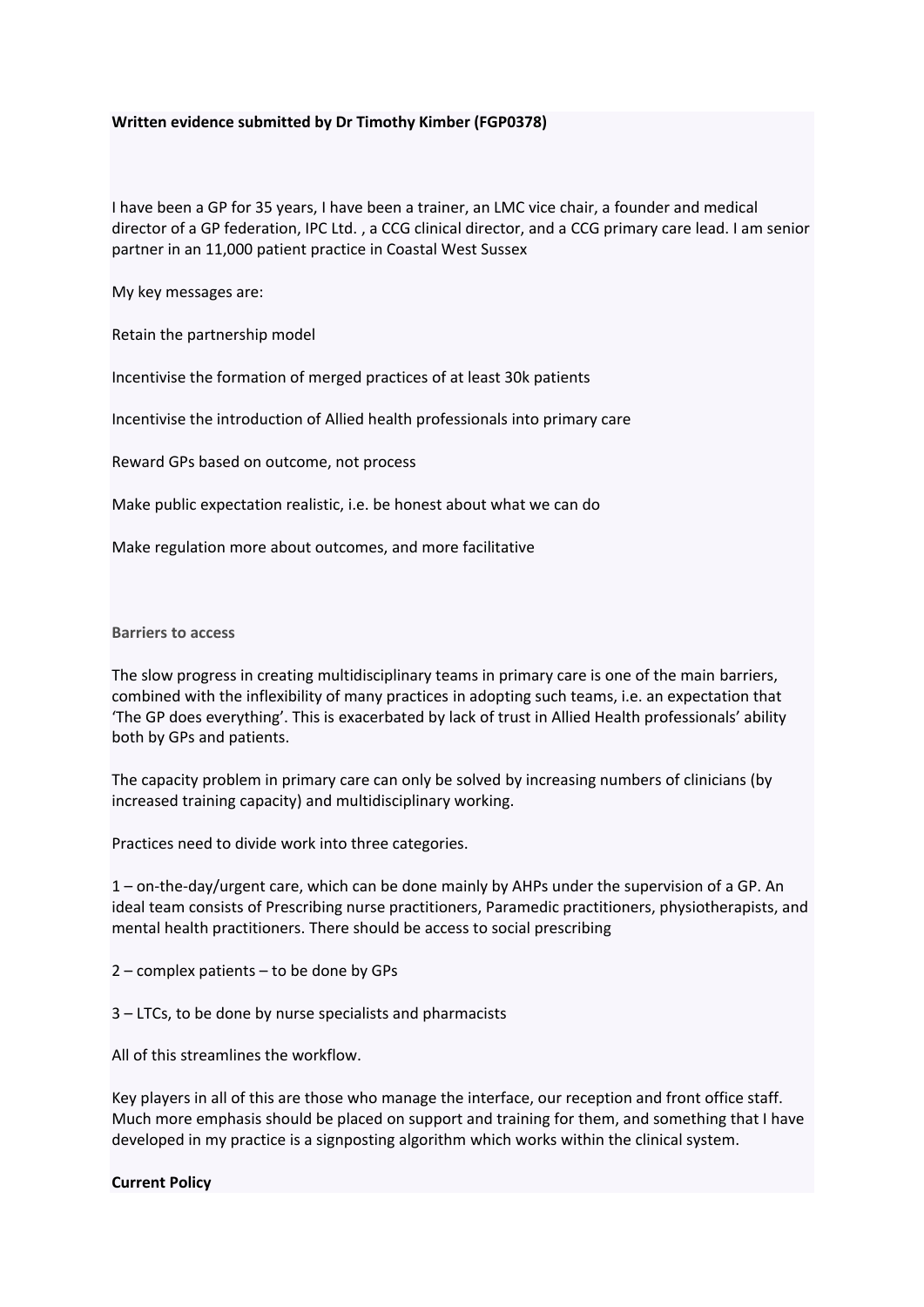**Written evidence submitted by Dr Timothy Kimber (FGP0378)**

I have been a GP for 35 years, I have been a trainer, an LMC vice chair, a founder and medical director of a GP federation, IPC Ltd. , a CCG clinical director, and a CCG primary care lead. I am senior partner in an 11,000 patient practice in Coastal West Sussex

My key messages are:

Retain the partnership model

Incentivise the formation of merged practices of at least 30k patients

Incentivise the introduction of Allied health professionals into primary care

Reward GPs based on outcome, not process

Make public expectation realistic, i.e. be honest about what we can do

Make regulation more about outcomes, and more facilitative

**Barriers to access**

The slow progress in creating multidisciplinary teams in primary care is one of the main barriers, combined with the inflexibility of many practices in adopting such teams, i.e. an expectation that 'The GP does everything'. This is exacerbated by lack of trust in Allied Health professionals' ability both by GPs and patients.

The capacity problem in primary care can only be solved by increasing numbers of clinicians (by increased training capacity) and multidisciplinary working.

Practices need to divide work into three categories.

1 – on-the-day/urgent care, which can be done mainly by AHPs under the supervision of a GP. An ideal team consists of Prescribing nurse practitioners, Paramedic practitioners, physiotherapists, and mental health practitioners. There should be access to social prescribing

2 – complex patients – to be done by GPs

3 – LTCs, to be done by nurse specialists and pharmacists

All of this streamlines the workflow.

Key players in all of this are those who manage the interface, our reception and front office staff. Much more emphasis should be placed on support and training for them, and something that I have developed in my practice is a signposting algorithm which works within the clinical system.

**Current Policy**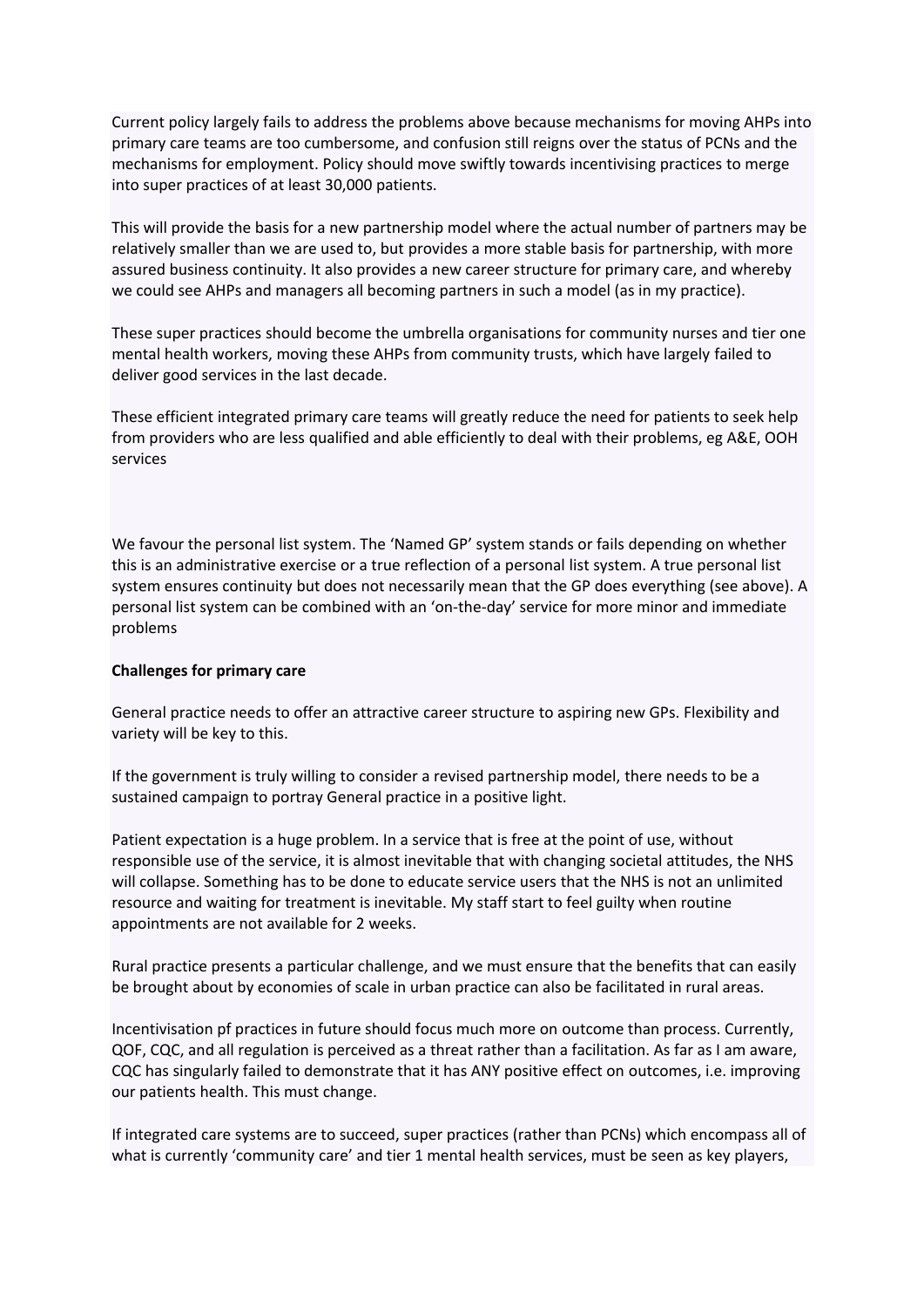Current policy largely fails to address the problems above because mechanisms for moving AHPs into primary care teams are too cumbersome, and confusion still reigns over the status of PCNs and the mechanisms for employment. Policy should move swiftly towards incentivising practices to merge into super practices of at least 30,000 patients.

This will provide the basis for a new partnership model where the actual number of partners may be relatively smaller than we are used to, but provides a more stable basis for partnership, with more assured business continuity. It also provides a new career structure for primary care, and whereby we could see AHPs and managers all becoming partners in such a model (as in my practice).

These super practices should become the umbrella organisations for community nurses and tier one mental health workers, moving these AHPs from community trusts, which have largely failed to deliver good services in the last decade.

These efficient integrated primary care teams will greatly reduce the need for patients to seek help from providers who are less qualified and able efficiently to deal with their problems, eg A&E, OOH services

We favour the personal list system. The 'Named GP' system stands or fails depending on whether this is an administrative exercise or a true reflection of a personal list system. A true personal list system ensures continuity but does not necessarily mean that the GP does everything (see above). A personal list system can be combined with an 'on-the-day' service for more minor and immediate problems

**Challenges for primary care**

General practice needs to offer an attractive career structure to aspiring new GPs. Flexibility and variety will be key to this.

If the government is truly willing to consider a revised partnership model, there needs to be a sustained campaign to portray General practice in a positive light.

Patient expectation is a huge problem. In a service that is free at the point of use, without responsible use of the service, it is almost inevitable that with changing societal attitudes, the NHS will collapse. Something has to be done to educate service users that the NHS is not an unlimited resource and waiting for treatment is inevitable. My staff start to feel guilty when routine appointments are not available for 2 weeks.

Rural practice presents a particular challenge, and we must ensure that the benefits that can easily be brought about by economies of scale in urban practice can also be facilitated in rural areas.

Incentivisation pf practices in future should focus much more on outcome than process. Currently, QOF, CQC, and all regulation is perceived as a threat rather than a facilitation. As far as I am aware, CQC has singularly failed to demonstrate that it has ANY positive effect on outcomes, i.e. improving our patients health. This must change.

If integrated care systems are to succeed, super practices (rather than PCNs) which encompass all of what is currently 'community care' and tier 1 mental health services, must be seen as key players,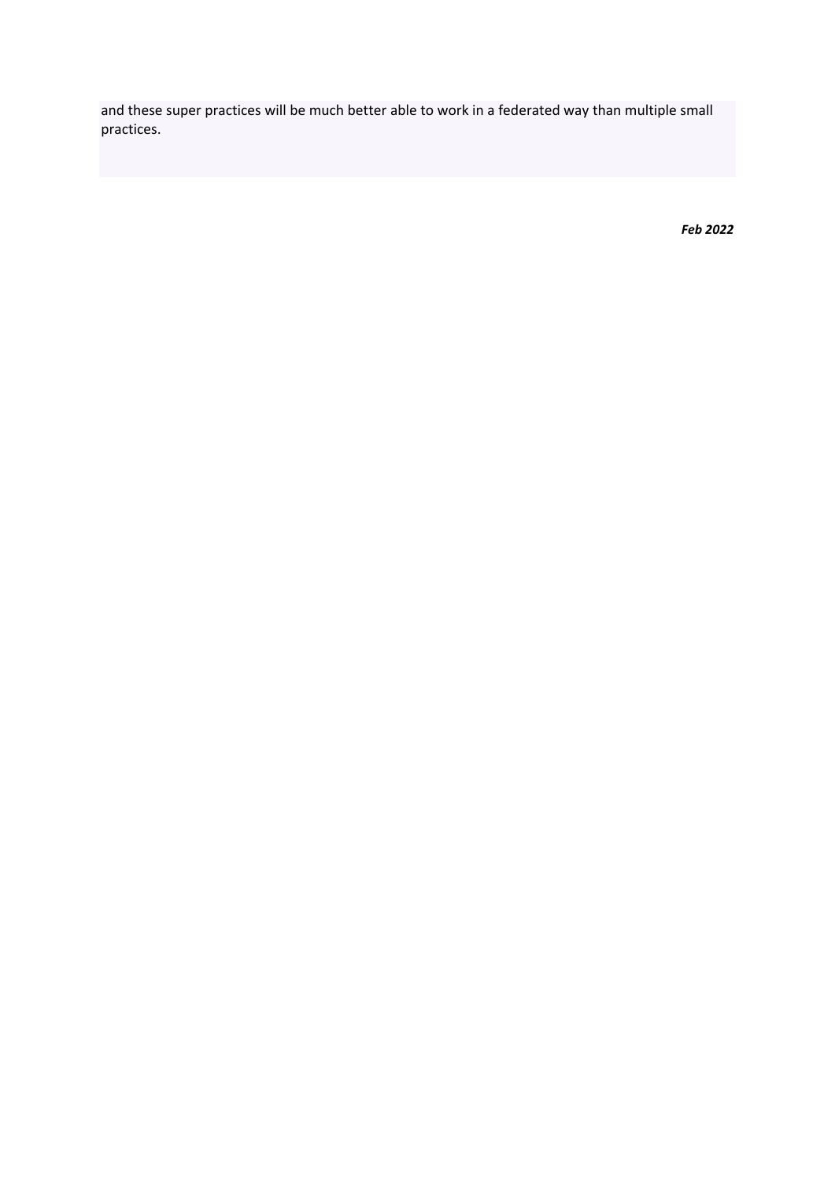and these super practices will be much better able to work in a federated way than multiple small practices.

***Feb 2022***